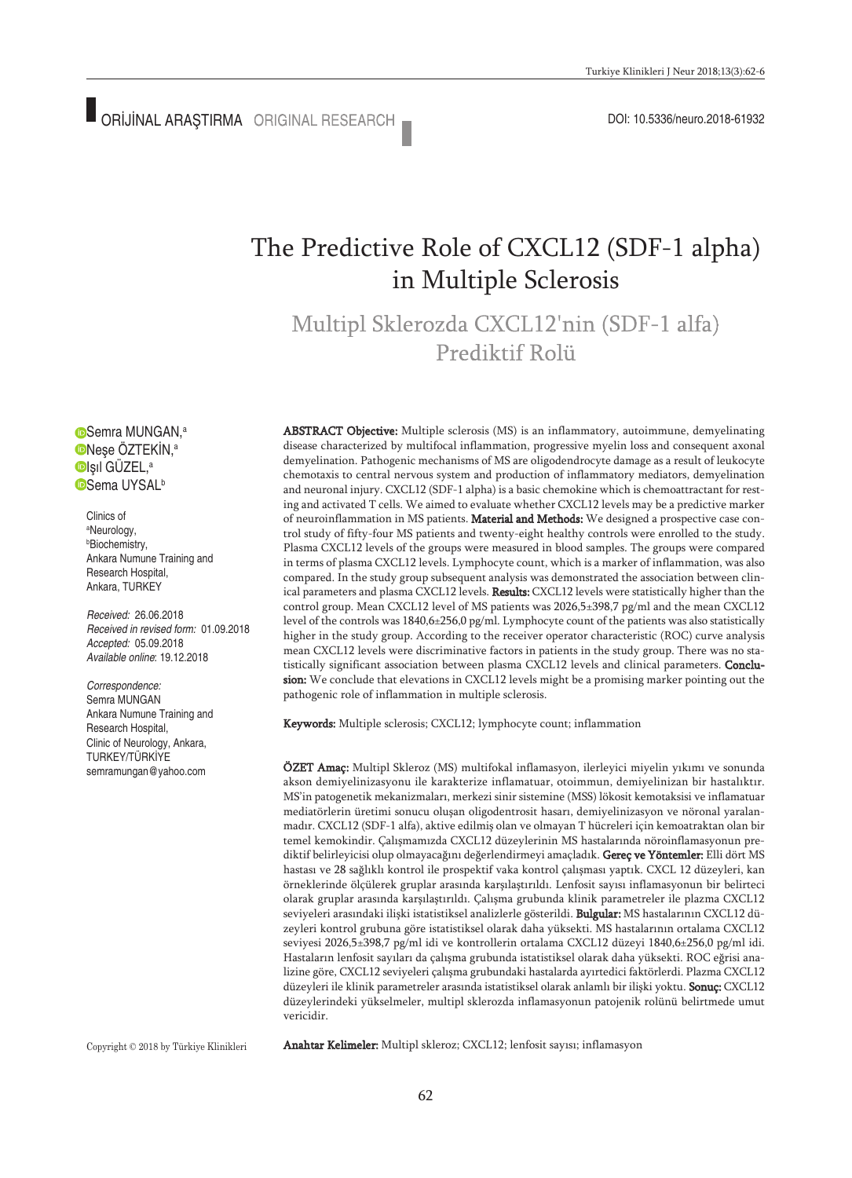ORİJİNAL ARAŞTIRMA ORIGINAL RESEARCH

DOI: 10.5336/neuro.2018-61932

# The Predictive Role of CXCL12 (SDF-1 alpha) in Multiple Sclerosis

## Multipl Sklerozda CXCL12'nin (SDF-1 alfa) Prediktif Rolü

Semra MUNGAN,[a]
Neşe ÖZTEKİN,[a]
Işıl GÜZEL,[a]
Sema UYSAL[b]

Clinics of
[a]Neurology,
[b]Biochemistry,
Ankara Numune Training and Research Hospital,
Ankara, TURKEY

*Received:* 26.06.2018
*Received in revised form:* 01.09.2018
*Accepted:* 05.09.2018
*Available online*: 19.12.2018

*Correspondence:*
Semra MUNGAN
Ankara Numune Training and Research Hospital,
Clinic of Neurology, Ankara,
TURKEY/TÜRKİYE
semramungan@yahoo.com

**ABSTRACT Objective:** Multiple sclerosis (MS) is an inflammatory, autoimmune, demyelinating disease characterized by multifocal inflammation, progressive myelin loss and consequent axonal demyelination. Pathogenic mechanisms of MS are oligodendrocyte damage as a result of leukocyte chemotaxis to central nervous system and production of inflammatory mediators, demyelination and neuronal injury. CXCL12 (SDF-1 alpha) is a basic chemokine which is chemoattractant for resting and activated T cells. We aimed to evaluate whether CXCL12 levels may be a predictive marker of neuroinflammation in MS patients. **Material and Methods:** We designed a prospective case control study of fifty-four MS patients and twenty-eight healthy controls were enrolled to the study. Plasma CXCL12 levels of the groups were measured in blood samples. The groups were compared in terms of plasma CXCL12 levels. Lymphocyte count, which is a marker of inflammation, was also compared. In the study group subsequent analysis was demonstrated the association between clinical parameters and plasma CXCL12 levels. **Results:** CXCL12 levels were statistically higher than the control group. Mean CXCL12 level of MS patients was 2026,5±398,7 pg/ml and the mean CXCL12 level of the controls was 1840,6±256,0 pg/ml. Lymphocyte count of the patients was also statistically higher in the study group. According to the receiver operator characteristic (ROC) curve analysis mean CXCL12 levels were discriminative factors in patients in the study group. There was no statistically significant association between plasma CXCL12 levels and clinical parameters. **Conclusion:** We conclude that elevations in CXCL12 levels might be a promising marker pointing out the pathogenic role of inflammation in multiple sclerosis.

**Keywords:** Multiple sclerosis; CXCL12; lymphocyte count; inflammation

**ÖZET Amaç:** Multipl Skleroz (MS) multifokal inflamasyon, ilerleyici miyelin yıkımı ve sonunda akson demiyelinizasyonu ile karakterize inflamatuar, otoimmun, demiyelinizan bir hastalıktır. MS'in patogenetik mekanizmaları, merkezi sinir sistemine (MSS) lökosit kemotaksisi ve inflamatuar mediatörlerin üretimi sonucu oluşan oligodentrosit hasarı, demiyelinizasyon ve nöronal yaralanmadır. CXCL12 (SDF-1 alfa), aktive edilmiş olan ve olmayan T hücreleri için kemoatraktan olan bir temel kemokindir. Çalışmamızda CXCL12 düzeylerinin MS hastalarında nöroinflamasyonun prediktif belirleyicisi olup olmayacağını değerlendirmeyi amaçladık. **Gereç ve Yöntemler:** Elli dört MS hastası ve 28 sağlıklı kontrol ile prospektif vaka kontrol çalışması yaptık. CXCL 12 düzeyleri, kan örneklerinde ölçülerek gruplar arasında karşılaştırıldı. Lenfosit sayısı inflamasyonun bir belirteci olarak gruplar arasında karşılaştırıldı. Çalışma grubunda klinik parametreler ile plazma CXCL12 seviyeleri arasındaki ilişki istatistiksel analizlerle gösterildi. **Bulgular:** MS hastalarının CXCL12 düzeyleri kontrol grubuna göre istatistiksel olarak daha yüksekti. MS hastalarının ortalama CXCL12 seviyesi 2026,5±398,7 pg/ml idi ve kontrollerin ortalama CXCL12 düzeyi 1840,6±256,0 pg/ml idi. Hastaların lenfosit sayıları da çalışma grubunda istatistiksel olarak daha yüksekti. ROC eğrisi analizine göre, CXCL12 seviyeleri çalışma grubundaki hastalarda ayırtedici faktörlerdi. Plazma CXCL12 düzeyleri ile klinik parametreler arasında istatistiksel olarak anlamlı bir ilişki yoktu. **Sonuç:** CXCL12 düzeylerindeki yükselmeler, multipl sklerozda inflamasyonun patojenik rolünü belirtmede umut vericidir.

**Anahtar Kelimeler:** Multipl skleroz; CXCL12; lenfosit sayısı; inflamasyon

Copyright © 2018 by Türkiye Klinikleri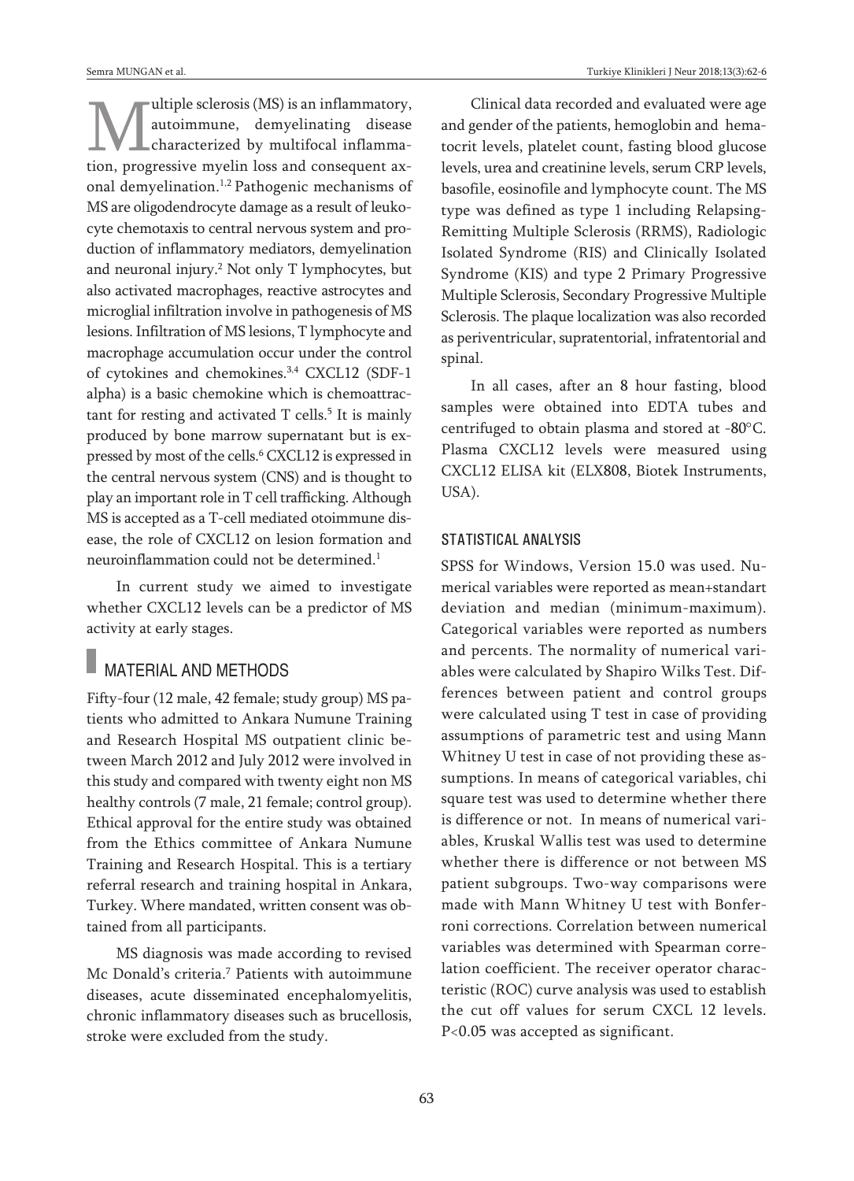Multiple sclerosis (MS) is an inflammatory, autoimmune, demyelinating disease characterized by multifocal inflammation, progressive myelin loss and consequent axonal demyelination.[1,2] Pathogenic mechanisms of MS are oligodendrocyte damage as a result of leukocyte chemotaxis to central nervous system and production of inflammatory mediators, demyelination and neuronal injury.[2] Not only T lymphocytes, but also activated macrophages, reactive astrocytes and microglial infiltration involve in pathogenesis of MS lesions. Infiltration of MS lesions, T lymphocyte and macrophage accumulation occur under the control of cytokines and chemokines.[3,4] CXCL12 (SDF-1 alpha) is a basic chemokine which is chemoattractant for resting and activated T cells.[5] It is mainly produced by bone marrow supernatant but is expressed by most of the cells.[6] CXCL12 is expressed in the central nervous system (CNS) and is thought to play an important role in T cell trafficking. Although MS is accepted as a T-cell mediated otoimmune disease, the role of CXCL12 on lesion formation and neuroinflammation could not be determined.[1]

In current study we aimed to investigate whether CXCL12 levels can be a predictor of MS activity at early stages.

## MATERIAL AND METHODS

Fifty-four (12 male, 42 female; study group) MS patients who admitted to Ankara Numune Training and Research Hospital MS outpatient clinic between March 2012 and July 2012 were involved in this study and compared with twenty eight non MS healthy controls (7 male, 21 female; control group). Ethical approval for the entire study was obtained from the Ethics committee of Ankara Numune Training and Research Hospital. This is a tertiary referral research and training hospital in Ankara, Turkey. Where mandated, written consent was obtained from all participants.

MS diagnosis was made according to revised Mc Donald's criteria.[7] Patients with autoimmune diseases, acute disseminated encephalomyelitis, chronic inflammatory diseases such as brucellosis, stroke were excluded from the study.

Clinical data recorded and evaluated were age and gender of the patients, hemoglobin and hematocrit levels, platelet count, fasting blood glucose levels, urea and creatinine levels, serum CRP levels, basofile, eosinofile and lymphocyte count. The MS type was defined as type 1 including Relapsing-Remitting Multiple Sclerosis (RRMS), Radiologic Isolated Syndrome (RIS) and Clinically Isolated Syndrome (KIS) and type 2 Primary Progressive Multiple Sclerosis, Secondary Progressive Multiple Sclerosis. The plaque localization was also recorded as periventricular, supratentorial, infratentorial and spinal.

In all cases, after an 8 hour fasting, blood samples were obtained into EDTA tubes and centrifuged to obtain plasma and stored at -80°C. Plasma CXCL12 levels were measured using CXCL12 ELISA kit (ELX808, Biotek Instruments, USA).

### STATISTICAL ANALYSIS

SPSS for Windows, Version 15.0 was used. Numerical variables were reported as mean+standart deviation and median (minimum-maximum). Categorical variables were reported as numbers and percents. The normality of numerical variables were calculated by Shapiro Wilks Test. Differences between patient and control groups were calculated using T test in case of providing assumptions of parametric test and using Mann Whitney U test in case of not providing these assumptions. In means of categorical variables, chi square test was used to determine whether there is difference or not. In means of numerical variables, Kruskal Wallis test was used to determine whether there is difference or not between MS patient subgroups. Two-way comparisons were made with Mann Whitney U test with Bonferroni corrections. Correlation between numerical variables was determined with Spearman correlation coefficient. The receiver operator characteristic (ROC) curve analysis was used to establish the cut off values for serum CXCL 12 levels. $P<0.05$ was accepted as significant.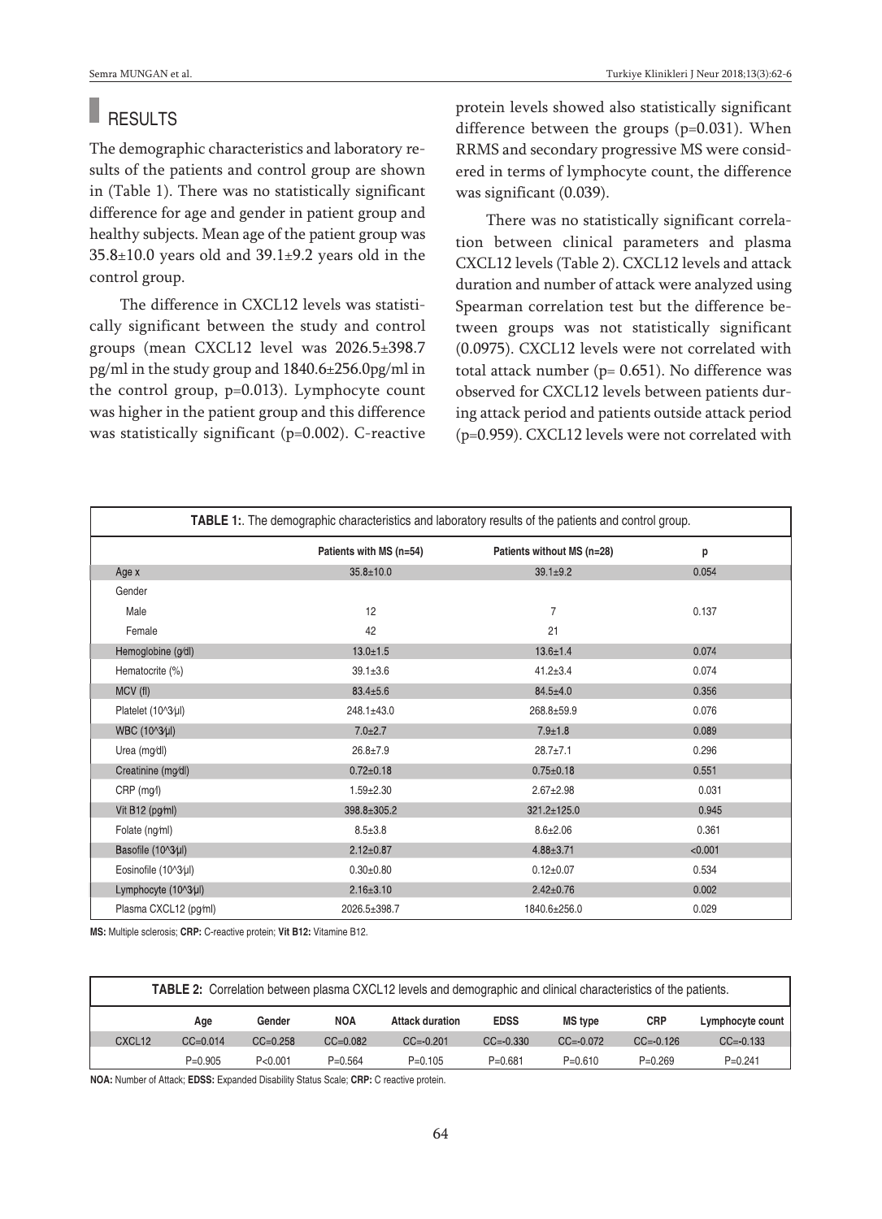## RESULTS

The demographic characteristics and laboratory results of the patients and control group are shown in (Table 1). There was no statistically significant difference for age and gender in patient group and healthy subjects. Mean age of the patient group was 35.8±10.0 years old and 39.1±9.2 years old in the control group.

The difference in CXCL12 levels was statistically significant between the study and control groups (mean CXCL12 level was 2026.5±398.7 pg/ml in the study group and 1840.6±256.0pg/ml in the control group, p=0.013). Lymphocyte count was higher in the patient group and this difference was statistically significant (p=0.002). C-reactive protein levels showed also statistically significant difference between the groups (p=0.031). When RRMS and secondary progressive MS were considered in terms of lymphocyte count, the difference was significant (0.039).

There was no statistically significant correlation between clinical parameters and plasma CXCL12 levels (Table 2). CXCL12 levels and attack duration and number of attack were analyzed using Spearman correlation test but the difference between groups was not statistically significant (0.0975). CXCL12 levels were not correlated with total attack number (p= 0.651). No difference was observed for CXCL12 levels between patients during attack period and patients outside attack period (p=0.959). CXCL12 levels were not correlated with

**TABLE 1:**. The demographic characteristics and laboratory results of the patients and control group.

| | Patients with MS (n=54) | Patients without MS (n=28) | p |
|---|---|---|---|
| Age x | 35.8±10.0 | 39.1±9.2 | 0.054 |
| Gender | | | |
| Male | 12 | 7 | 0.137 |
| Female | 42 | 21 | |
| Hemoglobine (g/dl) | 13.0±1.5 | 13.6±1.4 | 0.074 |
| Hematocrite (%) | 39.1±3.6 | 41.2±3.4 | 0.074 |
| MCV (fl) | 83.4±5.6 | 84.5±4.0 | 0.356 |
| Platelet (10^3/µl) | 248.1±43.0 | 268.8±59.9 | 0.076 |
| WBC (10^3/µl) | 7.0±2.7 | 7.9±1.8 | 0.089 |
| Urea (mg/dl) | 26.8±7.9 | 28.7±7.1 | 0.296 |
| Creatinine (mg/dl) | 0.72±0.18 | 0.75±0.18 | 0.551 |
| CRP (mg/l) | 1.59±2.30 | 2.67±2.98 | 0.031 |
| Vit B12 (pg/ml) | 398.8±305.2 | 321.2±125.0 | 0.945 |
| Folate (ng/ml) | 8.5±3.8 | 8.6±2.06 | 0.361 |
| Basofile (10^3/µl) | 2.12±0.87 | 4.88±3.71 | <0.001 |
| Eosinofile (10^3/µl) | 0.30±0.80 | 0.12±0.07 | 0.534 |
| Lymphocyte (10^3/µl) | 2.16±3.10 | 2.42±0.76 | 0.002 |
| Plasma CXCL12 (pg/ml) | 2026.5±398.7 | 1840.6±256.0 | 0.029 |

**MS:** Multiple sclerosis; **CRP:** C-reactive protein; **Vit B12:** Vitamine B12.

**TABLE 2:** Correlation between plasma CXCL12 levels and demographic and clinical characteristics of the patients.

| | Age | Gender | NOA | Attack duration | EDSS | MS type | CRP | Lymphocyte count |
|---|---|---|---|---|---|---|---|---|
| CXCL12 | CC=0.014 | CC=0.258 | CC=0.082 | CC=-0.201 | CC=-0.330 | CC=-0.072 | CC=-0.126 | CC=-0.133 |
| | P=0.905 | P<0.001 | P=0.564 | P=0.105 | P=0.681 | P=0.610 | P=0.269 | P=0.241 |

**NOA:** Number of Attack; **EDSS:** Expanded Disability Status Scale; **CRP:** C reactive protein.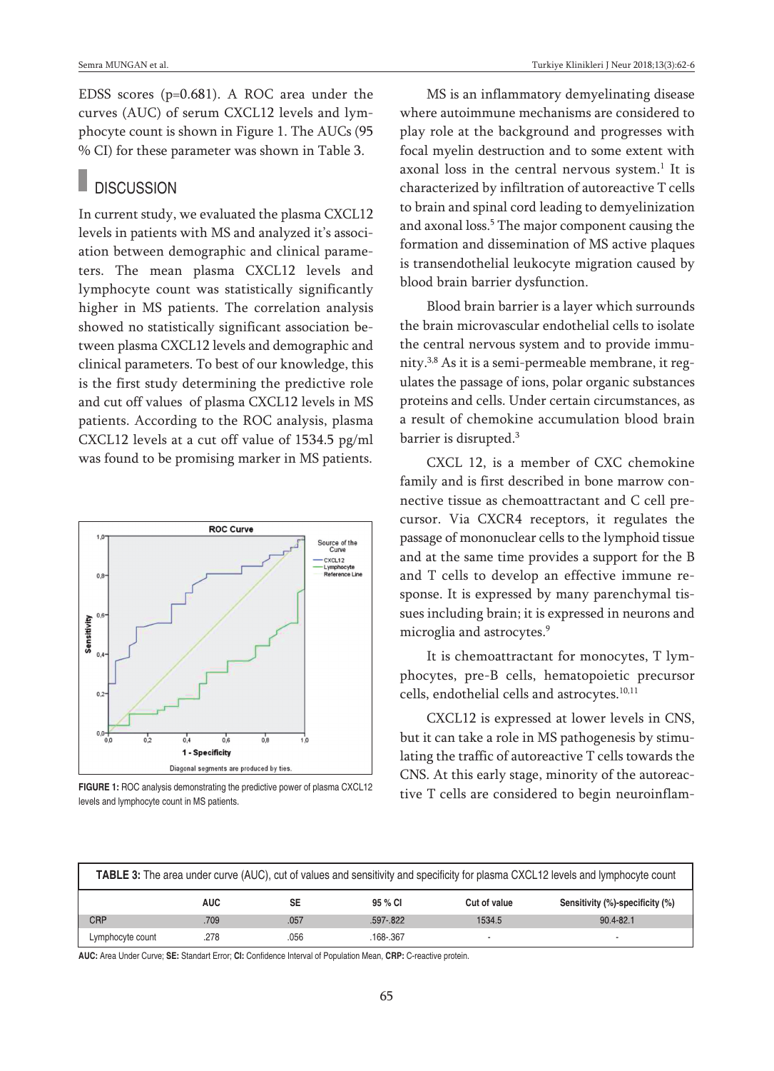EDSS scores (p=0.681). A ROC area under the curves (AUC) of serum CXCL12 levels and lymphocyte count is shown in Figure 1. The AUCs (95 % CI) for these parameter was shown in Table 3.

## DISCUSSION

In current study, we evaluated the plasma CXCL12 levels in patients with MS and analyzed it's association between demographic and clinical parameters. The mean plasma CXCL12 levels and lymphocyte count was statistically significantly higher in MS patients. The correlation analysis showed no statistically significant association between plasma CXCL12 levels and demographic and clinical parameters. To best of our knowledge, this is the first study determining the predictive role and cut off values of plasma CXCL12 levels in MS patients. According to the ROC analysis, plasma CXCL12 levels at a cut off value of 1534.5 pg/ml was found to be promising marker in MS patients.

FIGURE 1: ROC analysis demonstrating the predictive power of plasma CXCL12 levels and lymphocyte count in MS patients.

MS is an inflammatory demyelinating disease where autoimmune mechanisms are considered to play role at the background and progresses with focal myelin destruction and to some extent with axonal loss in the central nervous system.[1] It is characterized by infiltration of autoreactive T cells to brain and spinal cord leading to demyelinization and axonal loss.[5] The major component causing the formation and dissemination of MS active plaques is transendothelial leukocyte migration caused by blood brain barrier dysfunction.

Blood brain barrier is a layer which surrounds the brain microvascular endothelial cells to isolate the central nervous system and to provide immunity.[3,8] As it is a semi-permeable membrane, it regulates the passage of ions, polar organic substances proteins and cells. Under certain circumstances, as a result of chemokine accumulation blood brain barrier is disrupted.[3]

CXCL 12, is a member of CXC chemokine family and is first described in bone marrow connective tissue as chemoattractant and C cell precursor. Via CXCR4 receptors, it regulates the passage of mononuclear cells to the lymphoid tissue and at the same time provides a support for the B and T cells to develop an effective immune response. It is expressed by many parenchymal tissues including brain; it is expressed in neurons and microglia and astrocytes.[9]

It is chemoattractant for monocytes, T lymphocytes, pre-B cells, hematopoietic precursor cells, endothelial cells and astrocytes.[10,11]

CXCL12 is expressed at lower levels in CNS, but it can take a role in MS pathogenesis by stimulating the traffic of autoreactive T cells towards the CNS. At this early stage, minority of the autoreactive T cells are considered to begin neuroinflam-

**TABLE 3:** The area under curve (AUC), cut of values and sensitivity and specificity for plasma CXCL12 levels and lymphocyte count

| | AUC | SE | 95 % CI | Cut of value | Sensitivity (%)-specificity (%) |
|---|---|---|---|---|---|
| CRP | .709 | .057 | .597-.822 | 1534.5 | 90.4-82.1 |
| Lymphocyte count | .278 | .056 | .168-.367 | - | - |

**AUC:** Area Under Curve; **SE:** Standart Error; **CI:** Confidence Interval of Population Mean, **CRP:** C-reactive protein.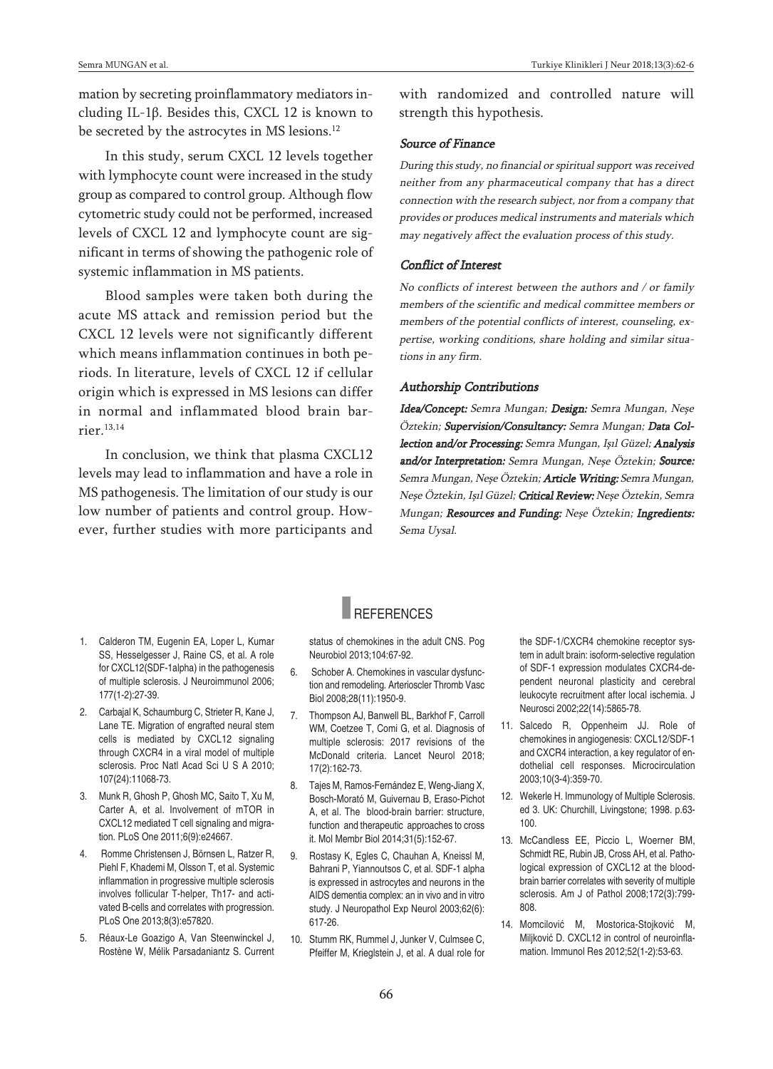mation by secreting proinflammatory mediators including IL-1β. Besides this, CXCL 12 is known to be secreted by the astrocytes in MS lesions.[12]

In this study, serum CXCL 12 levels together with lymphocyte count were increased in the study group as compared to control group. Although flow cytometric study could not be performed, increased levels of CXCL 12 and lymphocyte count are significant in terms of showing the pathogenic role of systemic inflammation in MS patients.

Blood samples were taken both during the acute MS attack and remission period but the CXCL 12 levels were not significantly different which means inflammation continues in both periods. In literature, levels of CXCL 12 if cellular origin which is expressed in MS lesions can differ in normal and inflammated blood brain barrier.[13,14]

In conclusion, we think that plasma CXCL12 levels may lead to inflammation and have a role in MS pathogenesis. The limitation of our study is our low number of patients and control group. However, further studies with more participants and with randomized and controlled nature will strength this hypothesis.

#### *Source of Finance*

*During this study, no financial or spiritual support was received neither from any pharmaceutical company that has a direct connection with the research subject, nor from a company that provides or produces medical instruments and materials which may negatively affect the evaluation process of this study.*

#### *Conflict of Interest*

*No conflicts of interest between the authors and / or family members of the scientific and medical committee members or members of the potential conflicts of interest, counseling, expertise, working conditions, share holding and similar situations in any firm.*

#### *Authorship Contributions*

***Idea/Concept:*** *Semra Mungan;* ***Design:*** *Semra Mungan, Neşe Öztekin;* ***Supervision/Consultancy:*** *Semra Mungan;* ***Data Collection and/or Processing:*** *Semra Mungan, Işıl Güzel;* ***Analysis and/or Interpretation:*** *Semra Mungan, Neşe Öztekin;* ***Source:*** *Semra Mungan, Neşe Öztekin;* ***Article Writing:*** *Semra Mungan, Neşe Öztekin, Işıl Güzel;* ***Critical Review:*** *Neşe Öztekin, Semra Mungan;* ***Resources and Funding:*** *Neşe Öztekin;* ***Ingredients:*** *Sema Uysal.*

## REFERENCES

1. Calderon TM, Eugenin EA, Loper L, Kumar SS, Hesselgesser J, Raine CS, et al. A role for CXCL12(SDF-1alpha) in the pathogenesis of multiple sclerosis. J Neuroimmunol 2006; 177(1-2):27-39.
2. Carbajal K, Schaumburg C, Strieter R, Kane J, Lane TE. Migration of engrafted neural stem cells is mediated by CXCL12 signaling through CXCR4 in a viral model of multiple sclerosis. Proc Natl Acad Sci U S A 2010; 107(24):11068-73.
3. Munk R, Ghosh P, Ghosh MC, Saito T, Xu M, Carter A, et al. Involvement of mTOR in CXCL12 mediated T cell signaling and migration. PLoS One 2011;6(9):e24667.
4. Romme Christensen J, Börnsen L, Ratzer R, Piehl F, Khademi M, Olsson T, et al. Systemic inflammation in progressive multiple sclerosis involves follicular T-helper, Th17- and activated B-cells and correlates with progression. PLoS One 2013;8(3):e57820.
5. Réaux-Le Goazigo A, Van Steenwinckel J, Rostène W, Mélik Parsadaniantz S. Current status of chemokines in the adult CNS. Pog Neurobiol 2013;104:67-92.
6. Schober A. Chemokines in vascular dysfunction and remodeling. Arterioscler Thromb Vasc Biol 2008;28(11):1950-9.
7. Thompson AJ, Banwell BL, Barkhof F, Carroll WM, Coetzee T, Comi G, et al. Diagnosis of multiple sclerosis: 2017 revisions of the McDonald criteria. Lancet Neurol 2018; 17(2):162-73.
8. Tajes M, Ramos-Fernández E, Weng-Jiang X, Bosch-Morató M, Guivernau B, Eraso-Pichot A, et al. The blood-brain barrier: structure, function and therapeutic approaches to cross it. Mol Membr Biol 2014;31(5):152-67.
9. Rostasy K, Egles C, Chauhan A, Kneissl M, Bahrani P, Yiannoutsos C, et al. SDF-1 alpha is expressed in astrocytes and neurons in the AIDS dementia complex: an in vivo and in vitro study. J Neuropathol Exp Neurol 2003;62(6): 617-26.
10. Stumm RK, Rummel J, Junker V, Culmsee C, Pfeiffer M, Krieglstein J, et al. A dual role for the SDF-1/CXCR4 chemokine receptor system in adult brain: isoform-selective regulation of SDF-1 expression modulates CXCR4-dependent neuronal plasticity and cerebral leukocyte recruitment after local ischemia. J Neurosci 2002;22(14):5865-78.
11. Salcedo R, Oppenheim JJ. Role of chemokines in angiogenesis: CXCL12/SDF-1 and CXCR4 interaction, a key regulator of endothelial cell responses. Microcirculation 2003;10(3-4):359-70.
12. Wekerle H. Immunology of Multiple Sclerosis. ed 3. UK: Churchill, Livingstone; 1998. p.63-100.
13. McCandless EE, Piccio L, Woerner BM, Schmidt RE, Rubin JB, Cross AH, et al. Pathological expression of CXCL12 at the blood-brain barrier correlates with severity of multiple sclerosis. Am J of Pathol 2008;172(3):799-808.
14. Momcilović M, Mostorica-Stojković M, Miljković D. CXCL12 in control of neuroinflamation. Immunol Res 2012;52(1-2):53-63.